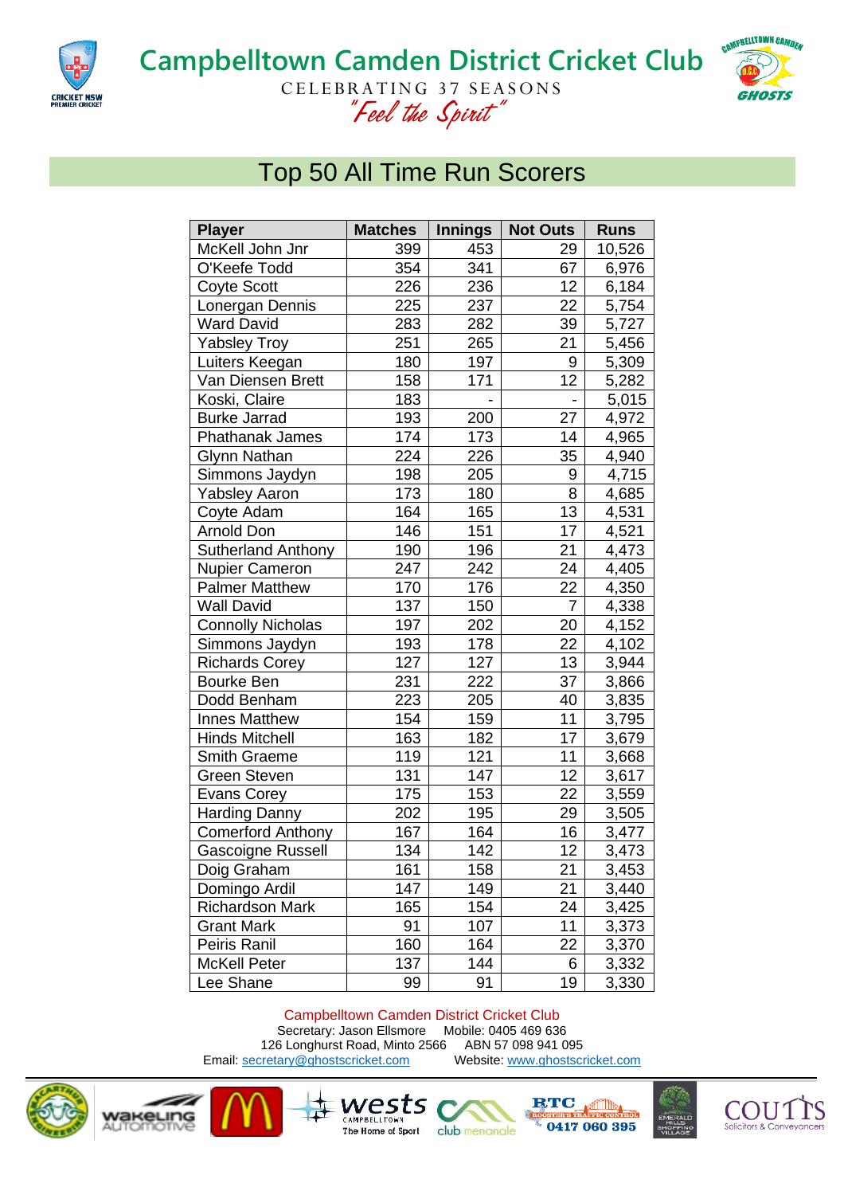# Campbelltown Camden District Cricket Club

CELEBRATING 37 SEASONS

*"Feel the Spirit"*

## Top 50 All Time Run Scorers

| Player | Matches | Innings | Not Outs | Runs |
|---|---|---|---|---|
| McKell John Jnr | 399 | 453 | 29 | 10,526 |
| O'Keefe Todd | 354 | 341 | 67 | 6,976 |
| Coyte Scott | 226 | 236 | 12 | 6,184 |
| Lonergan Dennis | 225 | 237 | 22 | 5,754 |
| Ward David | 283 | 282 | 39 | 5,727 |
| Yabsley Troy | 251 | 265 | 21 | 5,456 |
| Luiters Keegan | 180 | 197 | 9 | 5,309 |
| Van Diensen Brett | 158 | 171 | 12 | 5,282 |
| Koski, Claire | 183 | - | - | 5,015 |
| Burke Jarrad | 193 | 200 | 27 | 4,972 |
| Phathanak James | 174 | 173 | 14 | 4,965 |
| Glynn Nathan | 224 | 226 | 35 | 4,940 |
| Simmons Jaydyn | 198 | 205 | 9 | 4,715 |
| Yabsley Aaron | 173 | 180 | 8 | 4,685 |
| Coyte Adam | 164 | 165 | 13 | 4,531 |
| Arnold Don | 146 | 151 | 17 | 4,521 |
| Sutherland Anthony | 190 | 196 | 21 | 4,473 |
| Nupier Cameron | 247 | 242 | 24 | 4,405 |
| Palmer Matthew | 170 | 176 | 22 | 4,350 |
| Wall David | 137 | 150 | 7 | 4,338 |
| Connolly Nicholas | 197 | 202 | 20 | 4,152 |
| Simmons Jaydyn | 193 | 178 | 22 | 4,102 |
| Richards Corey | 127 | 127 | 13 | 3,944 |
| Bourke Ben | 231 | 222 | 37 | 3,866 |
| Dodd Benham | 223 | 205 | 40 | 3,835 |
| Innes Matthew | 154 | 159 | 11 | 3,795 |
| Hinds Mitchell | 163 | 182 | 17 | 3,679 |
| Smith Graeme | 119 | 121 | 11 | 3,668 |
| Green Steven | 131 | 147 | 12 | 3,617 |
| Evans Corey | 175 | 153 | 22 | 3,559 |
| Harding Danny | 202 | 195 | 29 | 3,505 |
| Comerford Anthony | 167 | 164 | 16 | 3,477 |
| Gascoigne Russell | 134 | 142 | 12 | 3,473 |
| Doig Graham | 161 | 158 | 21 | 3,453 |
| Domingo Ardil | 147 | 149 | 21 | 3,440 |
| Richardson Mark | 165 | 154 | 24 | 3,425 |
| Grant Mark | 91 | 107 | 11 | 3,373 |
| Peiris Ranil | 160 | 164 | 22 | 3,370 |
| McKell Peter | 137 | 144 | 6 | 3,332 |
| Lee Shane | 99 | 91 | 19 | 3,330 |

Campbelltown Camden District Cricket Club
Secretary: Jason Ellsmore Mobile: 0405 469 636
126 Longhurst Road, Minto 2566 ABN 57 098 941 095
Email: secretary@ghostscricket.com Website: www.ghostscricket.com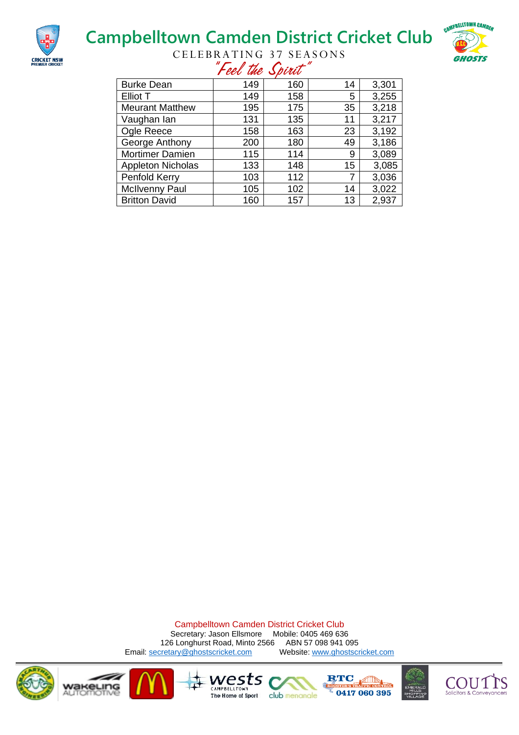# Campbelltown Camden District Cricket Club

CELEBRATING 37 SEASONS

*"Feel the Spirit"*

| | | | | |
|---|---|---|---|---|
| Burke Dean | 149 | 160 | 14 | 3,301 |
| Elliot T | 149 | 158 | 5 | 3,255 |
| Meurant Matthew | 195 | 175 | 35 | 3,218 |
| Vaughan Ian | 131 | 135 | 11 | 3,217 |
| Ogle Reece | 158 | 163 | 23 | 3,192 |
| George Anthony | 200 | 180 | 49 | 3,186 |
| Mortimer Damien | 115 | 114 | 9 | 3,089 |
| Appleton Nicholas | 133 | 148 | 15 | 3,085 |
| Penfold Kerry | 103 | 112 | 7 | 3,036 |
| McIlvenny Paul | 105 | 102 | 14 | 3,022 |
| Britton David | 160 | 157 | 13 | 2,937 |

Campbelltown Camden District Cricket Club
Secretary: Jason Ellsmore Mobile: 0405 469 636
126 Longhurst Road, Minto 2566 ABN 57 098 941 095
Email: secretary@ghostscricket.com Website: www.ghostscricket.com